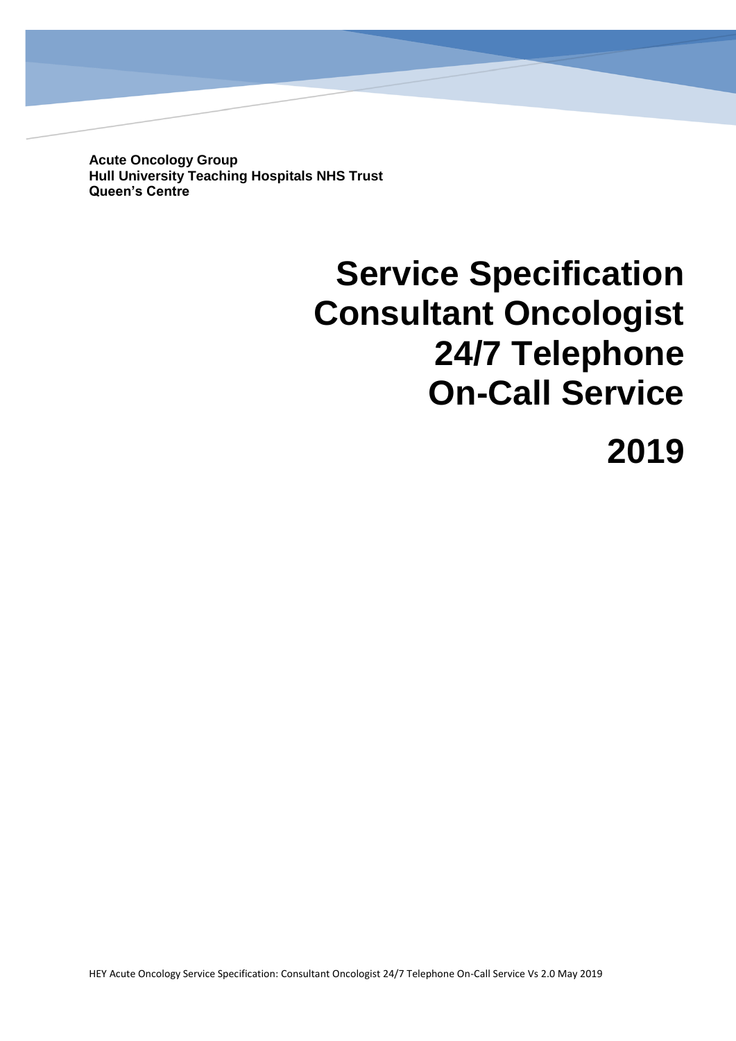**Acute Oncology Group**
**Hull University Teaching Hospitals NHS Trust**
**Queen's Centre**

# Service Specification Consultant Oncologist 24/7 Telephone On-Call Service

# 2019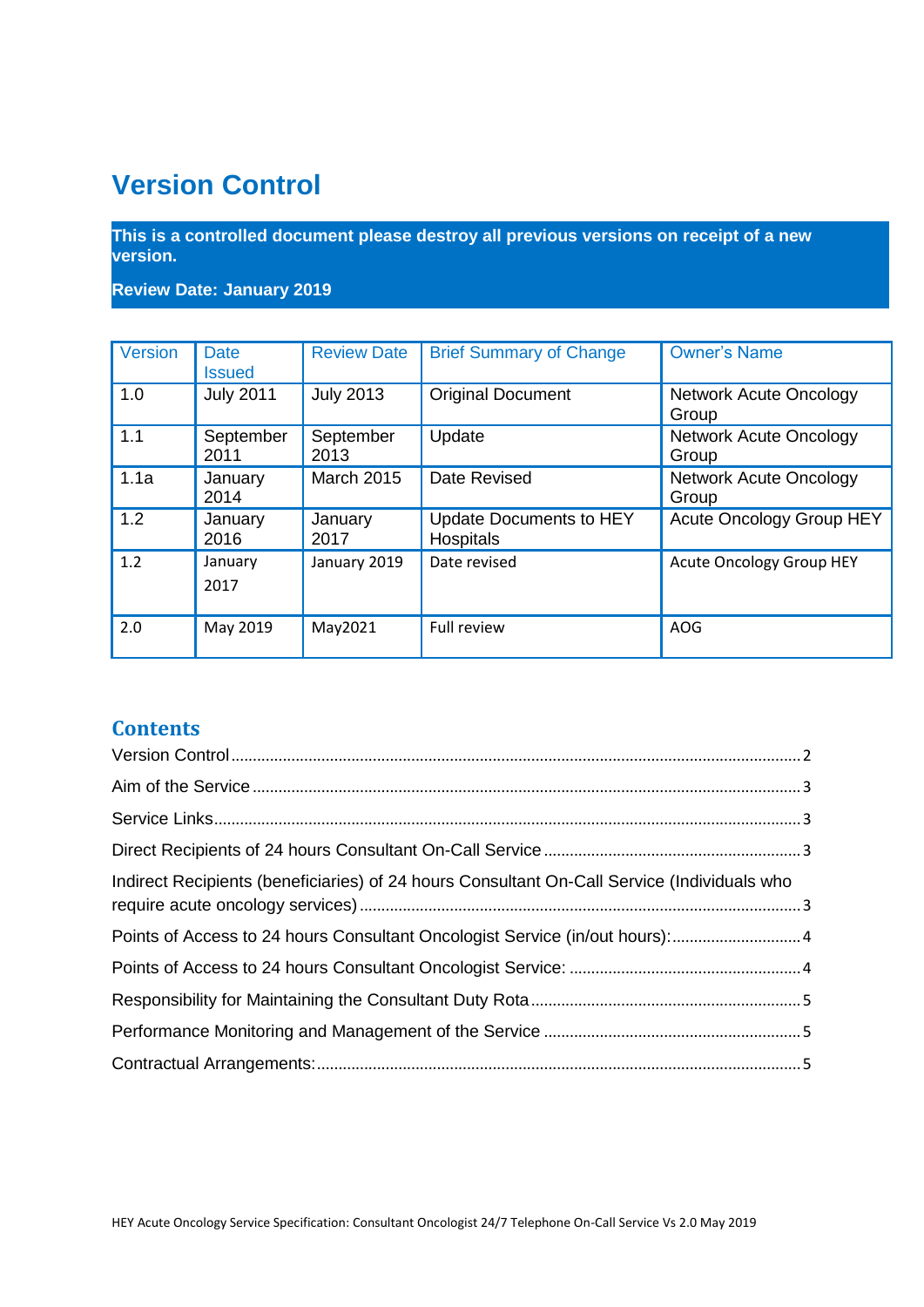# Version Control

**This is a controlled document please destroy all previous versions on receipt of a new version.**

**Review Date: January 2019**

| Version | Date Issued | Review Date | Brief Summary of Change | Owner's Name |
|---|---|---|---|---|
| 1.0 | July 2011 | July 2013 | Original Document | Network Acute Oncology Group |
| 1.1 | September 2011 | September 2013 | Update | Network Acute Oncology Group |
| 1.1a | January 2014 | March 2015 | Date Revised | Network Acute Oncology Group |
| 1.2 | January 2016 | January 2017 | Update Documents to HEY Hospitals | Acute Oncology Group HEY |
| 1.2 | January 2017 | January 2019 | Date revised | Acute Oncology Group HEY |
| 2.0 | May 2019 | May2021 | Full review | AOG |

## Contents

Version Control ........ 2

Aim of the Service ........ 3

Service Links ........ 3

Direct Recipients of 24 hours Consultant On-Call Service ........ 3

Indirect Recipients (beneficiaries) of 24 hours Consultant On-Call Service (Individuals who require acute oncology services) ........ 3

Points of Access to 24 hours Consultant Oncologist Service (in/out hours): ........ 4

Points of Access to 24 hours Consultant Oncologist Service: ........ 4

Responsibility for Maintaining the Consultant Duty Rota ........ 5

Performance Monitoring and Management of the Service ........ 5

Contractual Arrangements: ........ 5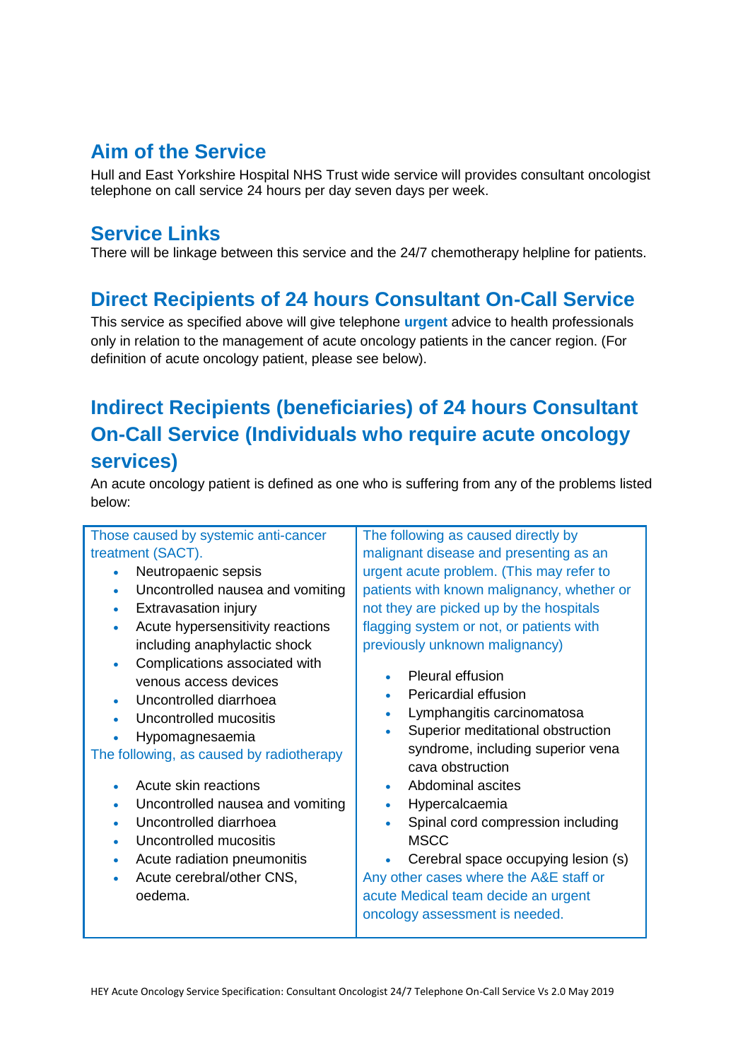## Aim of the Service

Hull and East Yorkshire Hospital NHS Trust wide service will provides consultant oncologist telephone on call service 24 hours per day seven days per week.

## Service Links

There will be linkage between this service and the 24/7 chemotherapy helpline for patients.

## Direct Recipients of 24 hours Consultant On-Call Service

This service as specified above will give telephone **urgent** advice to health professionals only in relation to the management of acute oncology patients in the cancer region. (For definition of acute oncology patient, please see below).

## Indirect Recipients (beneficiaries) of 24 hours Consultant On-Call Service (Individuals who require acute oncology services)

An acute oncology patient is defined as one who is suffering from any of the problems listed below:

| | |
|---|---|
| Those caused by systemic anti-cancer treatment (SACT).<br>• Neutropaenic sepsis<br>• Uncontrolled nausea and vomiting<br>• Extravasation injury<br>• Acute hypersensitivity reactions including anaphylactic shock<br>• Complications associated with venous access devices<br>• Uncontrolled diarrhoea<br>• Uncontrolled mucositis<br>• Hypomagnesaemia<br>The following, as caused by radiotherapy<br>• Acute skin reactions<br>• Uncontrolled nausea and vomiting<br>• Uncontrolled diarrhoea<br>• Uncontrolled mucositis<br>• Acute radiation pneumonitis<br>• Acute cerebral/other CNS, oedema. | The following as caused directly by malignant disease and presenting as an urgent acute problem. (This may refer to patients with known malignancy, whether or not they are picked up by the hospitals flagging system or not, or patients with previously unknown malignancy)<br>• Pleural effusion<br>• Pericardial effusion<br>• Lymphangitis carcinomatosa<br>• Superior meditational obstruction syndrome, including superior vena cava obstruction<br>• Abdominal ascites<br>• Hypercalcaemia<br>• Spinal cord compression including MSCC<br>• Cerebral space occupying lesion (s)<br>Any other cases where the A&E staff or acute Medical team decide an urgent oncology assessment is needed. |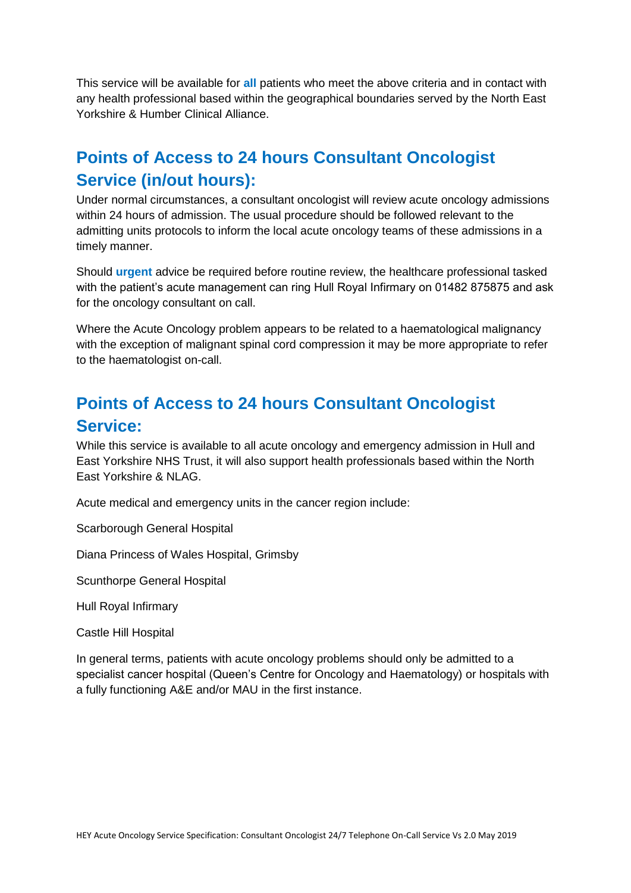This service will be available for **all** patients who meet the above criteria and in contact with any health professional based within the geographical boundaries served by the North East Yorkshire & Humber Clinical Alliance.

## Points of Access to 24 hours Consultant Oncologist Service (in/out hours):

Under normal circumstances, a consultant oncologist will review acute oncology admissions within 24 hours of admission. The usual procedure should be followed relevant to the admitting units protocols to inform the local acute oncology teams of these admissions in a timely manner.

Should **urgent** advice be required before routine review, the healthcare professional tasked with the patient's acute management can ring Hull Royal Infirmary on 01482 875875 and ask for the oncology consultant on call.

Where the Acute Oncology problem appears to be related to a haematological malignancy with the exception of malignant spinal cord compression it may be more appropriate to refer to the haematologist on-call.

## Points of Access to 24 hours Consultant Oncologist Service:

While this service is available to all acute oncology and emergency admission in Hull and East Yorkshire NHS Trust, it will also support health professionals based within the North East Yorkshire & NLAG.

Acute medical and emergency units in the cancer region include:

Scarborough General Hospital

Diana Princess of Wales Hospital, Grimsby

Scunthorpe General Hospital

Hull Royal Infirmary

Castle Hill Hospital

In general terms, patients with acute oncology problems should only be admitted to a specialist cancer hospital (Queen's Centre for Oncology and Haematology) or hospitals with a fully functioning A&E and/or MAU in the first instance.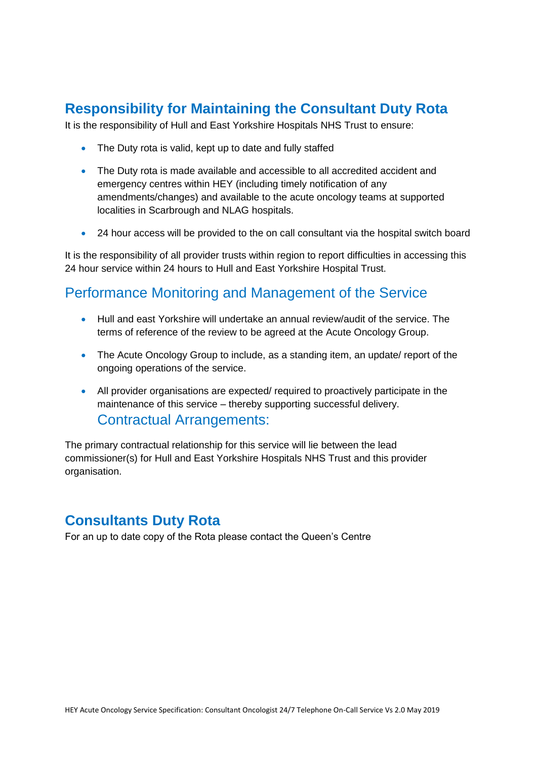## Responsibility for Maintaining the Consultant Duty Rota

It is the responsibility of Hull and East Yorkshire Hospitals NHS Trust to ensure:

- The Duty rota is valid, kept up to date and fully staffed
- The Duty rota is made available and accessible to all accredited accident and emergency centres within HEY (including timely notification of any amendments/changes) and available to the acute oncology teams at supported localities in Scarbrough and NLAG hospitals.
- 24 hour access will be provided to the on call consultant via the hospital switch board

It is the responsibility of all provider trusts within region to report difficulties in accessing this 24 hour service within 24 hours to Hull and East Yorkshire Hospital Trust.

## Performance Monitoring and Management of the Service

- Hull and east Yorkshire will undertake an annual review/audit of the service. The terms of reference of the review to be agreed at the Acute Oncology Group.
- The Acute Oncology Group to include, as a standing item, an update/ report of the ongoing operations of the service.
- All provider organisations are expected/ required to proactively participate in the maintenance of this service – thereby supporting successful delivery.

## Contractual Arrangements:

The primary contractual relationship for this service will lie between the lead commissioner(s) for Hull and East Yorkshire Hospitals NHS Trust and this provider organisation.

## Consultants Duty Rota

For an up to date copy of the Rota please contact the Queen's Centre